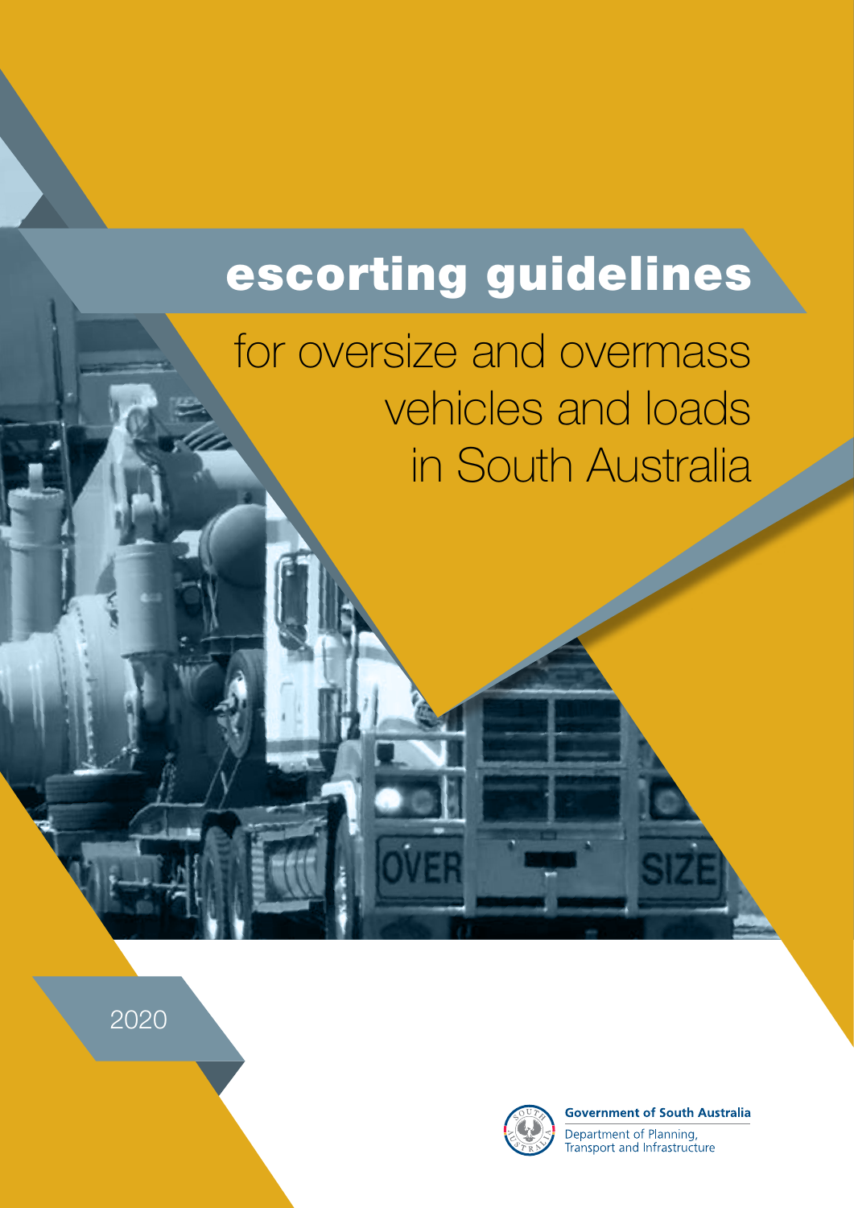# escorting guidelines

## for oversize and overmass vehicles and loads in South Australia

2020

**Government of South Australia**

Department of Planning, Transport and Infrastructure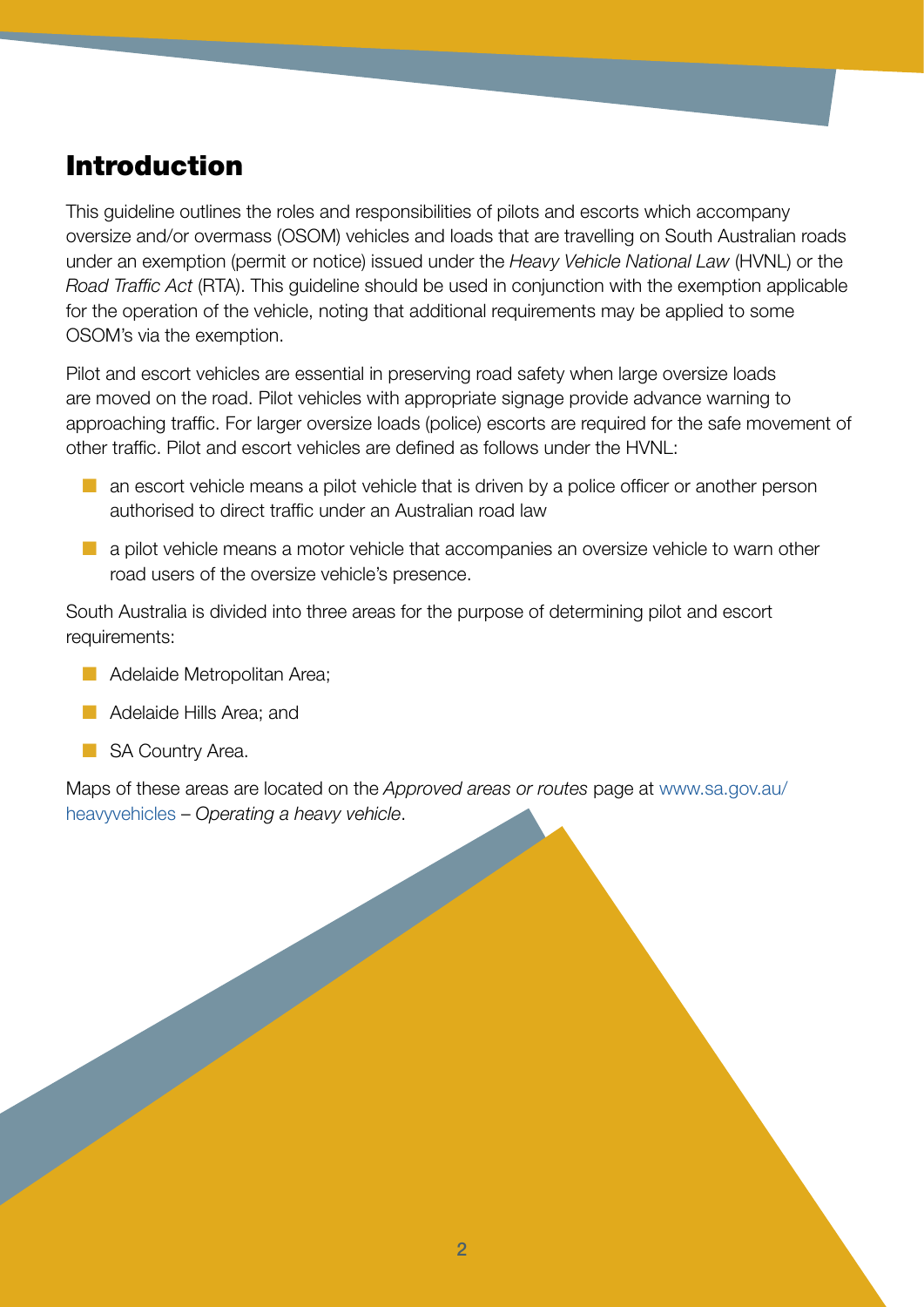# Introduction

This guideline outlines the roles and responsibilities of pilots and escorts which accompany oversize and/or overmass (OSOM) vehicles and loads that are travelling on South Australian roads under an exemption (permit or notice) issued under the *Heavy Vehicle National Law* (HVNL) or the *Road Traffic Act* (RTA). This guideline should be used in conjunction with the exemption applicable for the operation of the vehicle, noting that additional requirements may be applied to some OSOM's via the exemption.

Pilot and escort vehicles are essential in preserving road safety when large oversize loads are moved on the road. Pilot vehicles with appropriate signage provide advance warning to approaching traffic. For larger oversize loads (police) escorts are required for the safe movement of other traffic. Pilot and escort vehicles are defined as follows under the HVNL:

- an escort vehicle means a pilot vehicle that is driven by a police officer or another person authorised to direct traffic under an Australian road law
- a pilot vehicle means a motor vehicle that accompanies an oversize vehicle to warn other road users of the oversize vehicle's presence.

South Australia is divided into three areas for the purpose of determining pilot and escort requirements:

- Adelaide Metropolitan Area;
- Adelaide Hills Area; and
- SA Country Area.

Maps of these areas are located on the *Approved areas or routes* page at www.sa.gov.au/heavyvehicles – *Operating a heavy vehicle*.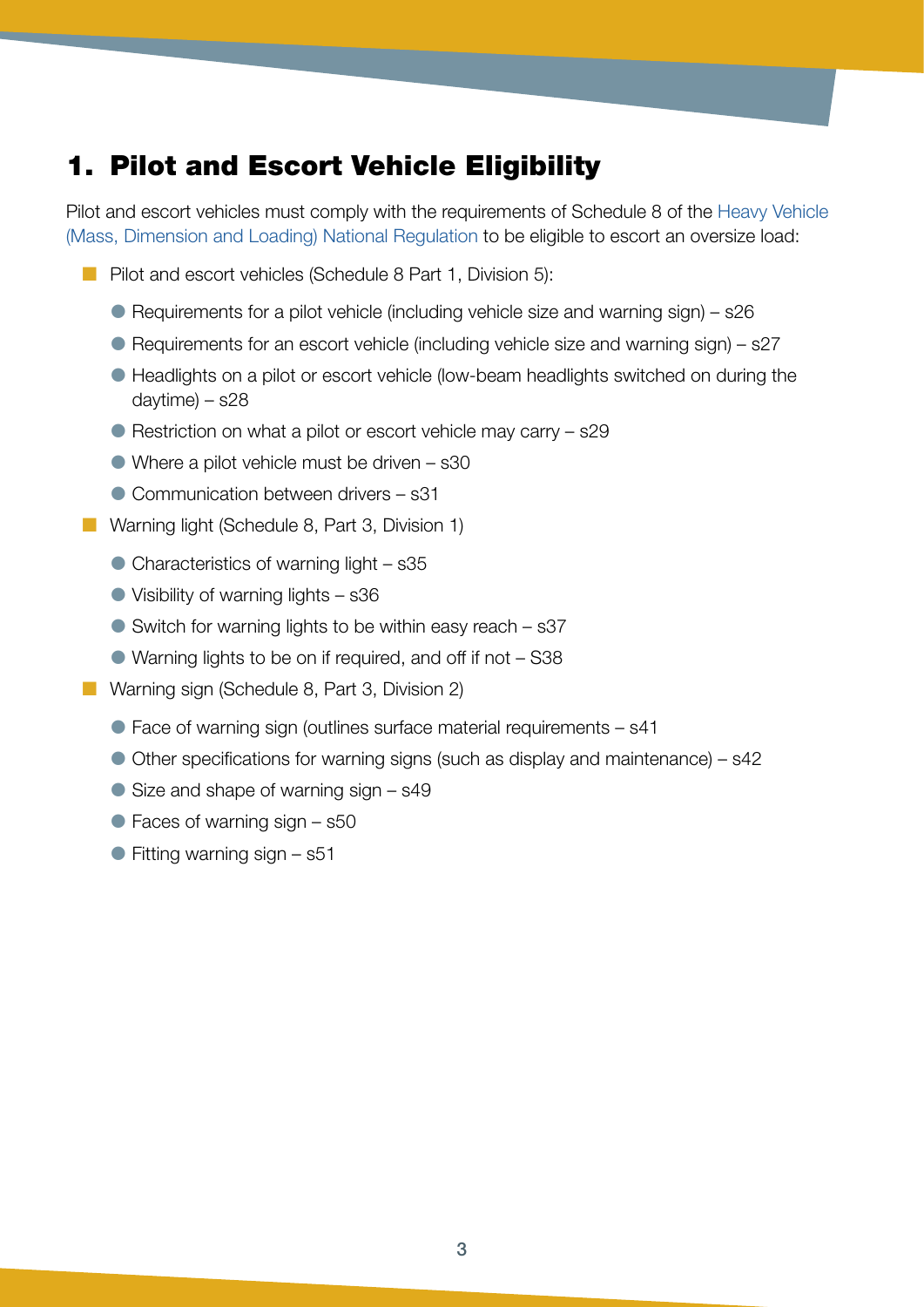# 1. Pilot and Escort Vehicle Eligibility

Pilot and escort vehicles must comply with the requirements of Schedule 8 of the Heavy Vehicle (Mass, Dimension and Loading) National Regulation to be eligible to escort an oversize load:

- Pilot and escort vehicles (Schedule 8 Part 1, Division 5):
  - Requirements for a pilot vehicle (including vehicle size and warning sign) – s26
  - Requirements for an escort vehicle (including vehicle size and warning sign) – s27
  - Headlights on a pilot or escort vehicle (low-beam headlights switched on during the daytime) – s28
  - Restriction on what a pilot or escort vehicle may carry – s29
  - Where a pilot vehicle must be driven – s30
  - Communication between drivers – s31
- Warning light (Schedule 8, Part 3, Division 1)
  - Characteristics of warning light – s35
  - Visibility of warning lights – s36
  - Switch for warning lights to be within easy reach – s37
  - Warning lights to be on if required, and off if not – S38
- Warning sign (Schedule 8, Part 3, Division 2)
  - Face of warning sign (outlines surface material requirements – s41
  - Other specifications for warning signs (such as display and maintenance) – s42
  - Size and shape of warning sign – s49
  - Faces of warning sign – s50
  - Fitting warning sign – s51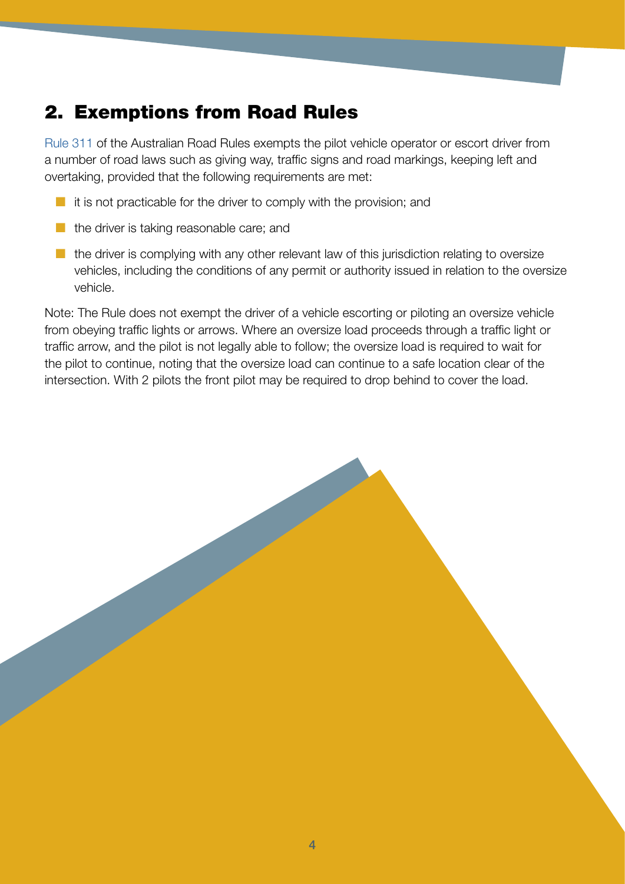## 2. Exemptions from Road Rules

Rule 311 of the Australian Road Rules exempts the pilot vehicle operator or escort driver from a number of road laws such as giving way, traffic signs and road markings, keeping left and overtaking, provided that the following requirements are met:

- it is not practicable for the driver to comply with the provision; and
- the driver is taking reasonable care; and
- the driver is complying with any other relevant law of this jurisdiction relating to oversize vehicles, including the conditions of any permit or authority issued in relation to the oversize vehicle.

Note: The Rule does not exempt the driver of a vehicle escorting or piloting an oversize vehicle from obeying traffic lights or arrows. Where an oversize load proceeds through a traffic light or traffic arrow, and the pilot is not legally able to follow; the oversize load is required to wait for the pilot to continue, noting that the oversize load can continue to a safe location clear of the intersection. With 2 pilots the front pilot may be required to drop behind to cover the load.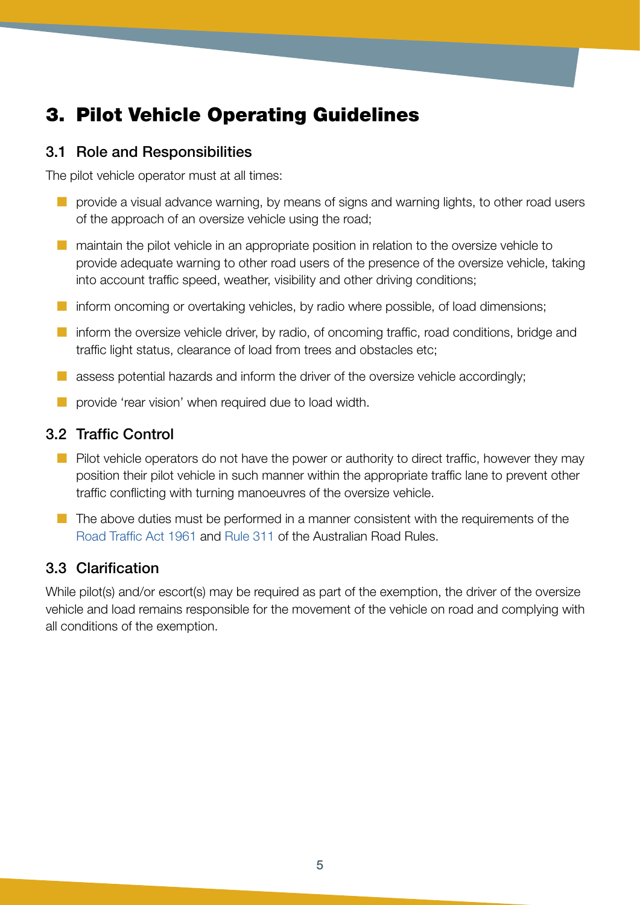# 3. Pilot Vehicle Operating Guidelines

## 3.1 Role and Responsibilities

The pilot vehicle operator must at all times:

- provide a visual advance warning, by means of signs and warning lights, to other road users of the approach of an oversize vehicle using the road;
- maintain the pilot vehicle in an appropriate position in relation to the oversize vehicle to provide adequate warning to other road users of the presence of the oversize vehicle, taking into account traffic speed, weather, visibility and other driving conditions;
- inform oncoming or overtaking vehicles, by radio where possible, of load dimensions;
- inform the oversize vehicle driver, by radio, of oncoming traffic, road conditions, bridge and traffic light status, clearance of load from trees and obstacles etc;
- assess potential hazards and inform the driver of the oversize vehicle accordingly;
- provide 'rear vision' when required due to load width.

## 3.2 Traffic Control

- Pilot vehicle operators do not have the power or authority to direct traffic, however they may position their pilot vehicle in such manner within the appropriate traffic lane to prevent other traffic conflicting with turning manoeuvres of the oversize vehicle.
- The above duties must be performed in a manner consistent with the requirements of the Road Traffic Act 1961 and Rule 311 of the Australian Road Rules.

## 3.3 Clarification

While pilot(s) and/or escort(s) may be required as part of the exemption, the driver of the oversize vehicle and load remains responsible for the movement of the vehicle on road and complying with all conditions of the exemption.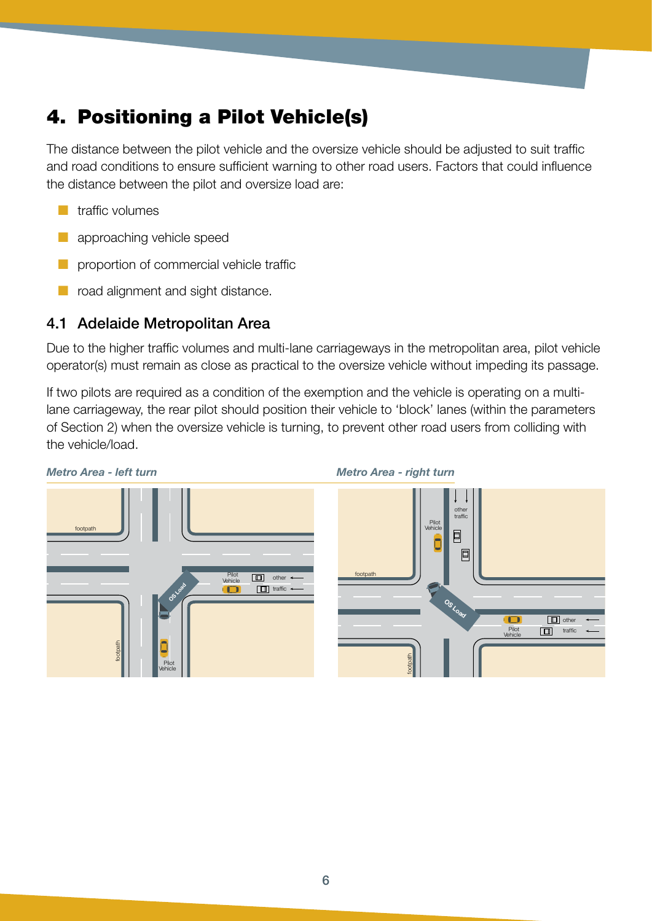# 4. Positioning a Pilot Vehicle(s)

The distance between the pilot vehicle and the oversize vehicle should be adjusted to suit traffic and road conditions to ensure sufficient warning to other road users. Factors that could influence the distance between the pilot and oversize load are:

- traffic volumes
- approaching vehicle speed
- proportion of commercial vehicle traffic
- road alignment and sight distance.

## 4.1 Adelaide Metropolitan Area

Due to the higher traffic volumes and multi-lane carriageways in the metropolitan area, pilot vehicle operator(s) must remain as close as practical to the oversize vehicle without impeding its passage.

If two pilots are required as a condition of the exemption and the vehicle is operating on a multi-lane carriageway, the rear pilot should position their vehicle to 'block' lanes (within the parameters of Section 2) when the oversize vehicle is turning, to prevent other road users from colliding with the vehicle/load.

*Metro Area - left turn*

*Metro Area - right turn*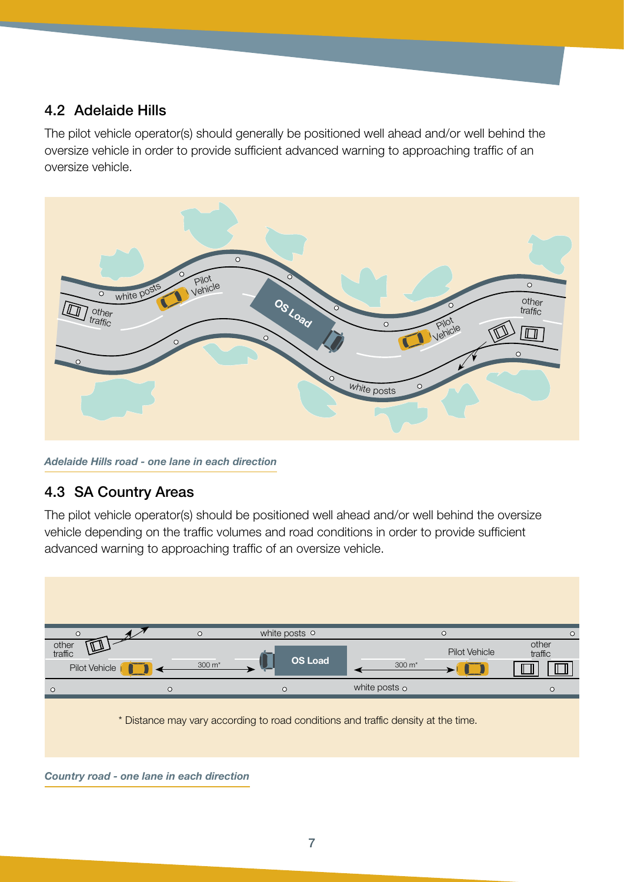## 4.2 Adelaide Hills

The pilot vehicle operator(s) should generally be positioned well ahead and/or well behind the oversize vehicle in order to provide sufficient advanced warning to approaching traffic of an oversize vehicle.

*Adelaide Hills road - one lane in each direction*

## 4.3 SA Country Areas

The pilot vehicle operator(s) should be positioned well ahead and/or well behind the oversize vehicle depending on the traffic volumes and road conditions in order to provide sufficient advanced warning to approaching traffic of an oversize vehicle.

\* Distance may vary according to road conditions and traffic density at the time.

*Country road - one lane in each direction*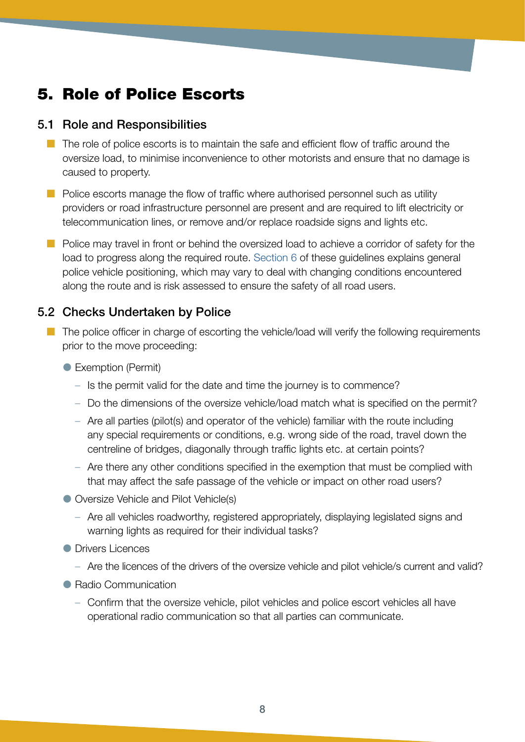# 5. Role of Police Escorts

## 5.1 Role and Responsibilities

- The role of police escorts is to maintain the safe and efficient flow of traffic around the oversize load, to minimise inconvenience to other motorists and ensure that no damage is caused to property.
- Police escorts manage the flow of traffic where authorised personnel such as utility providers or road infrastructure personnel are present and are required to lift electricity or telecommunication lines, or remove and/or replace roadside signs and lights etc.
- Police may travel in front or behind the oversized load to achieve a corridor of safety for the load to progress along the required route. Section 6 of these guidelines explains general police vehicle positioning, which may vary to deal with changing conditions encountered along the route and is risk assessed to ensure the safety of all road users.

## 5.2 Checks Undertaken by Police

- The police officer in charge of escorting the vehicle/load will verify the following requirements prior to the move proceeding:
  - Exemption (Permit)
    - Is the permit valid for the date and time the journey is to commence?
    - Do the dimensions of the oversize vehicle/load match what is specified on the permit?
    - Are all parties (pilot(s) and operator of the vehicle) familiar with the route including any special requirements or conditions, e.g. wrong side of the road, travel down the centreline of bridges, diagonally through traffic lights etc. at certain points?
    - Are there any other conditions specified in the exemption that must be complied with that may affect the safe passage of the vehicle or impact on other road users?
  - Oversize Vehicle and Pilot Vehicle(s)
    - Are all vehicles roadworthy, registered appropriately, displaying legislated signs and warning lights as required for their individual tasks?
  - Drivers Licences
    - Are the licences of the drivers of the oversize vehicle and pilot vehicle/s current and valid?
  - Radio Communication
    - Confirm that the oversize vehicle, pilot vehicles and police escort vehicles all have operational radio communication so that all parties can communicate.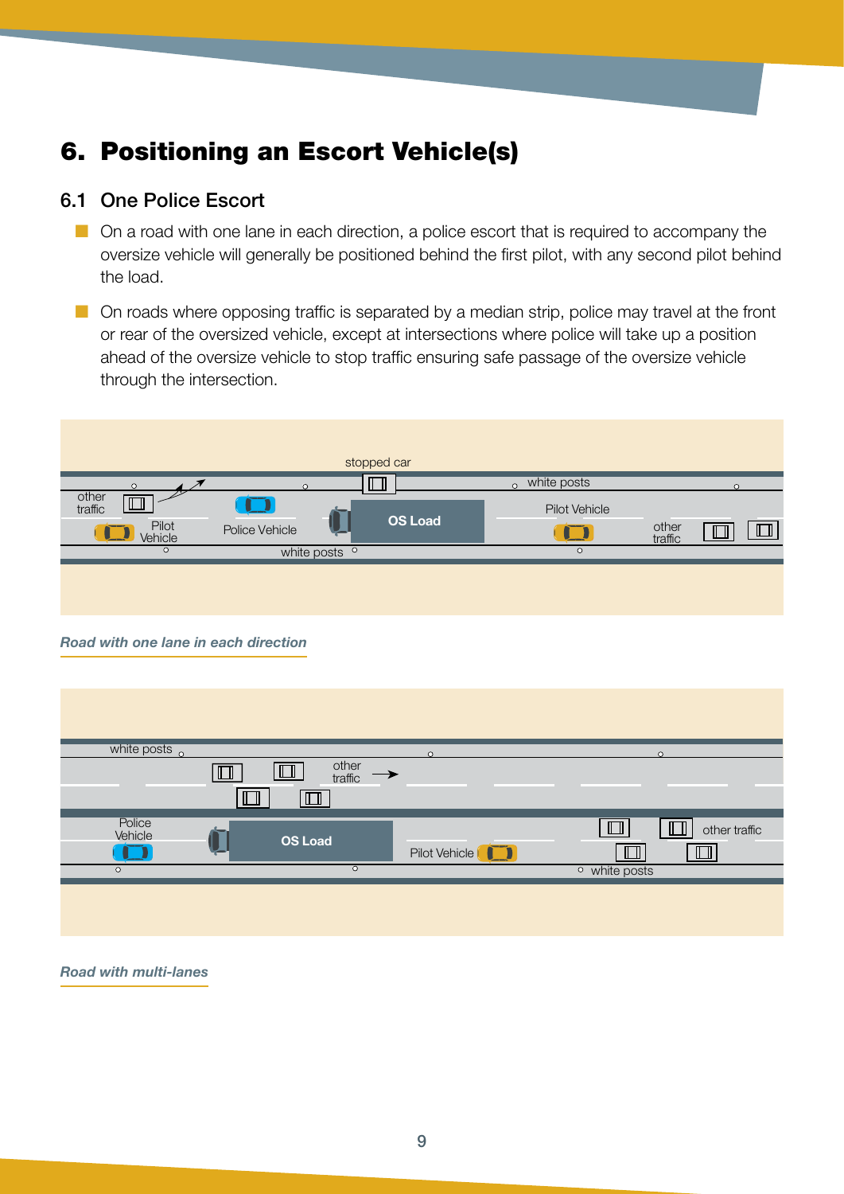# 6. Positioning an Escort Vehicle(s)

## 6.1 One Police Escort

- On a road with one lane in each direction, a police escort that is required to accompany the oversize vehicle will generally be positioned behind the first pilot, with any second pilot behind the load.
- On roads where opposing traffic is separated by a median strip, police may travel at the front or rear of the oversized vehicle, except at intersections where police will take up a position ahead of the oversize vehicle to stop traffic ensuring safe passage of the oversize vehicle through the intersection.

*Road with one lane in each direction*

*Road with multi-lanes*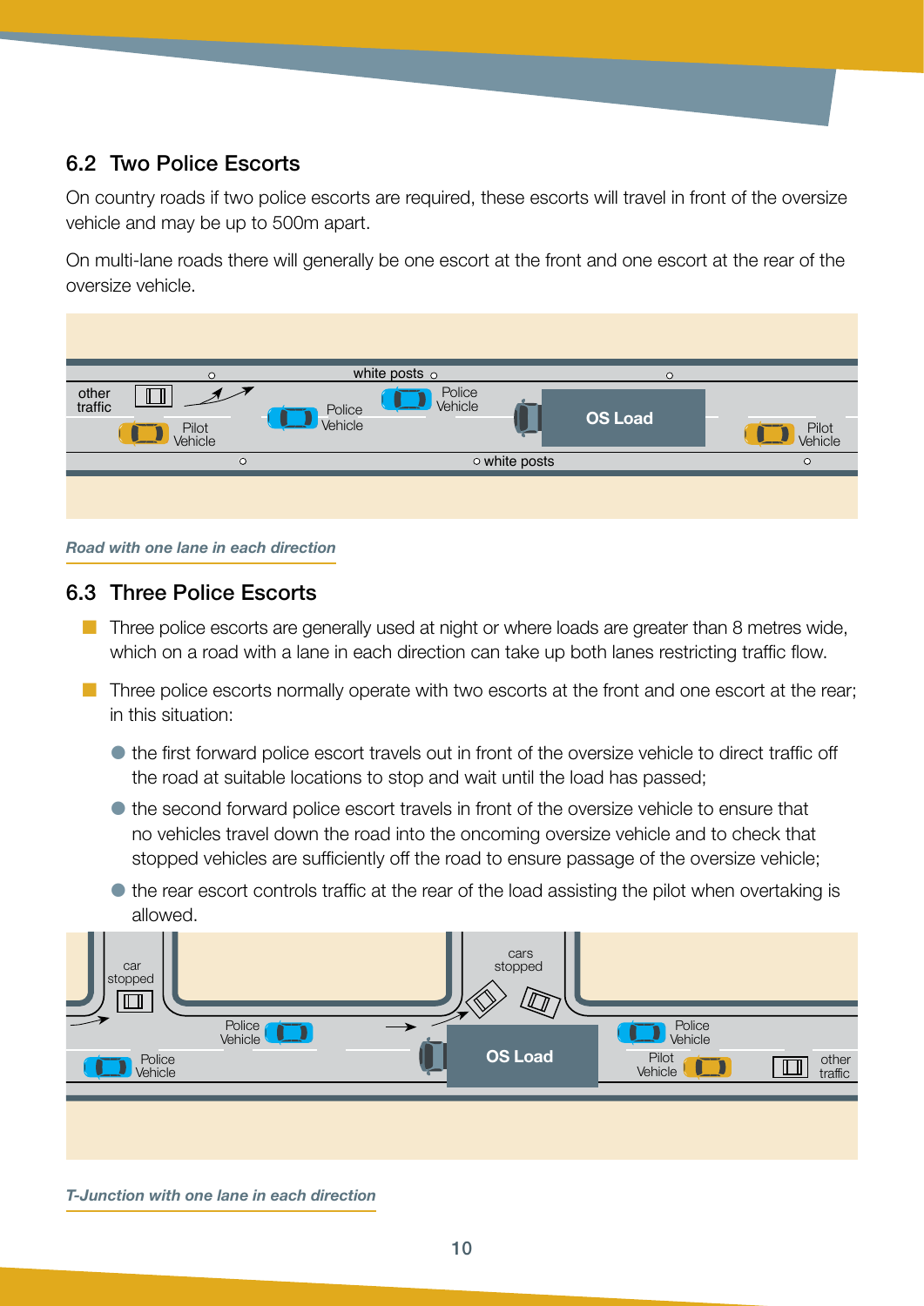## 6.2 Two Police Escorts

On country roads if two police escorts are required, these escorts will travel in front of the oversize vehicle and may be up to 500m apart.

On multi-lane roads there will generally be one escort at the front and one escort at the rear of the oversize vehicle.

*Road with one lane in each direction*

## 6.3 Three Police Escorts

- Three police escorts are generally used at night or where loads are greater than 8 metres wide, which on a road with a lane in each direction can take up both lanes restricting traffic flow.
- Three police escorts normally operate with two escorts at the front and one escort at the rear; in this situation:
  - the first forward police escort travels out in front of the oversize vehicle to direct traffic off the road at suitable locations to stop and wait until the load has passed;
  - the second forward police escort travels in front of the oversize vehicle to ensure that no vehicles travel down the road into the oncoming oversize vehicle and to check that stopped vehicles are sufficiently off the road to ensure passage of the oversize vehicle;
  - the rear escort controls traffic at the rear of the load assisting the pilot when overtaking is allowed.

*T-Junction with one lane in each direction*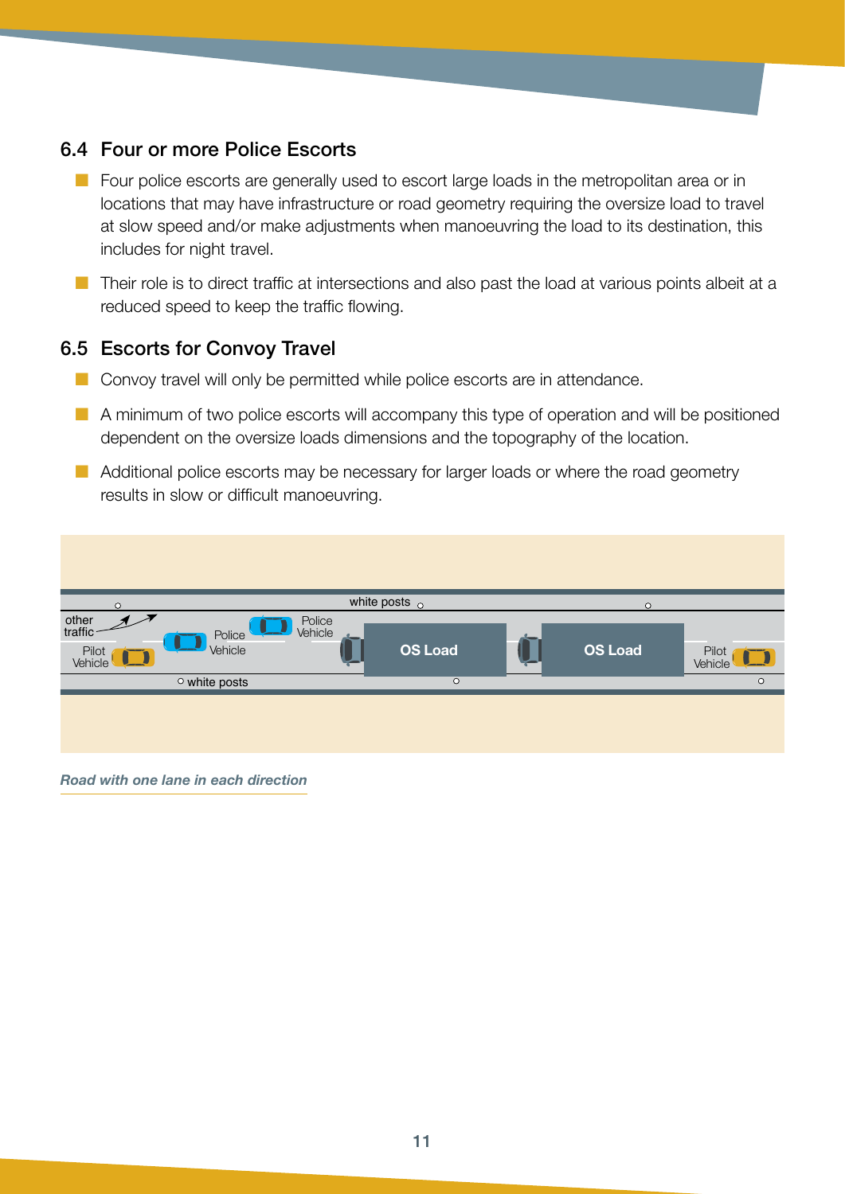## 6.4 Four or more Police Escorts

- Four police escorts are generally used to escort large loads in the metropolitan area or in locations that may have infrastructure or road geometry requiring the oversize load to travel at slow speed and/or make adjustments when manoeuvring the load to its destination, this includes for night travel.
- Their role is to direct traffic at intersections and also past the load at various points albeit at a reduced speed to keep the traffic flowing.

## 6.5 Escorts for Convoy Travel

- Convoy travel will only be permitted while police escorts are in attendance.
- A minimum of two police escorts will accompany this type of operation and will be positioned dependent on the oversize loads dimensions and the topography of the location.
- Additional police escorts may be necessary for larger loads or where the road geometry results in slow or difficult manoeuvring.

white posts

other traffic

Pilot Vehicle

Police Vehicle

Police Vehicle

OS Load

OS Load

Pilot Vehicle

white posts

*Road with one lane in each direction*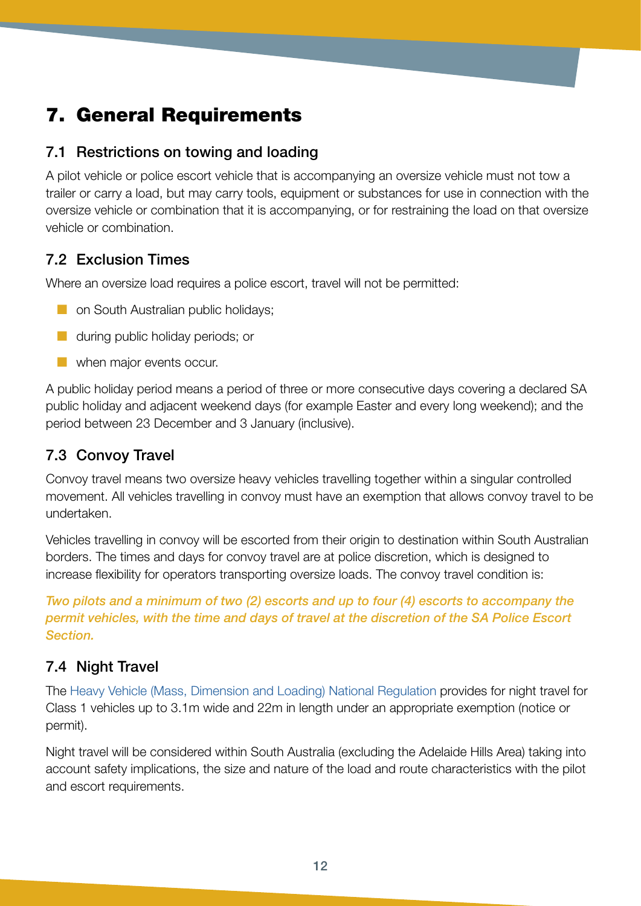# 7. General Requirements

## 7.1 Restrictions on towing and loading

A pilot vehicle or police escort vehicle that is accompanying an oversize vehicle must not tow a trailer or carry a load, but may carry tools, equipment or substances for use in connection with the oversize vehicle or combination that it is accompanying, or for restraining the load on that oversize vehicle or combination.

## 7.2 Exclusion Times

Where an oversize load requires a police escort, travel will not be permitted:

- on South Australian public holidays;
- during public holiday periods; or
- when major events occur.

A public holiday period means a period of three or more consecutive days covering a declared SA public holiday and adjacent weekend days (for example Easter and every long weekend); and the period between 23 December and 3 January (inclusive).

## 7.3 Convoy Travel

Convoy travel means two oversize heavy vehicles travelling together within a singular controlled movement. All vehicles travelling in convoy must have an exemption that allows convoy travel to be undertaken.

Vehicles travelling in convoy will be escorted from their origin to destination within South Australian borders. The times and days for convoy travel are at police discretion, which is designed to increase flexibility for operators transporting oversize loads. The convoy travel condition is:

*Two pilots and a minimum of two (2) escorts and up to four (4) escorts to accompany the permit vehicles, with the time and days of travel at the discretion of the SA Police Escort Section.*

## 7.4 Night Travel

The Heavy Vehicle (Mass, Dimension and Loading) National Regulation provides for night travel for Class 1 vehicles up to 3.1m wide and 22m in length under an appropriate exemption (notice or permit).

Night travel will be considered within South Australia (excluding the Adelaide Hills Area) taking into account safety implications, the size and nature of the load and route characteristics with the pilot and escort requirements.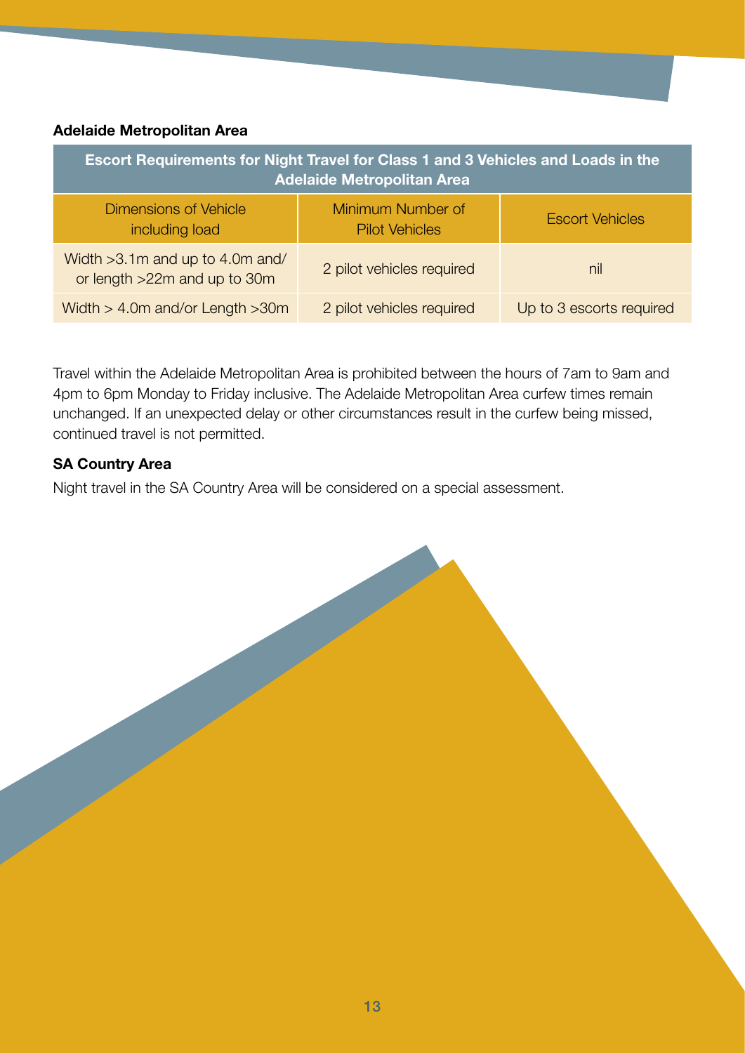**Adelaide Metropolitan Area**

| Escort Requirements for Night Travel for Class 1 and 3 Vehicles and Loads in the Adelaide Metropolitan Area | | |
|---|---|---|
| Dimensions of Vehicle including load | Minimum Number of Pilot Vehicles | Escort Vehicles |
| Width >3.1m and up to 4.0m and/ or length >22m and up to 30m | 2 pilot vehicles required | nil |
| Width > 4.0m and/or Length >30m | 2 pilot vehicles required | Up to 3 escorts required |

Travel within the Adelaide Metropolitan Area is prohibited between the hours of 7am to 9am and 4pm to 6pm Monday to Friday inclusive. The Adelaide Metropolitan Area curfew times remain unchanged. If an unexpected delay or other circumstances result in the curfew being missed, continued travel is not permitted.

**SA Country Area**

Night travel in the SA Country Area will be considered on a special assessment.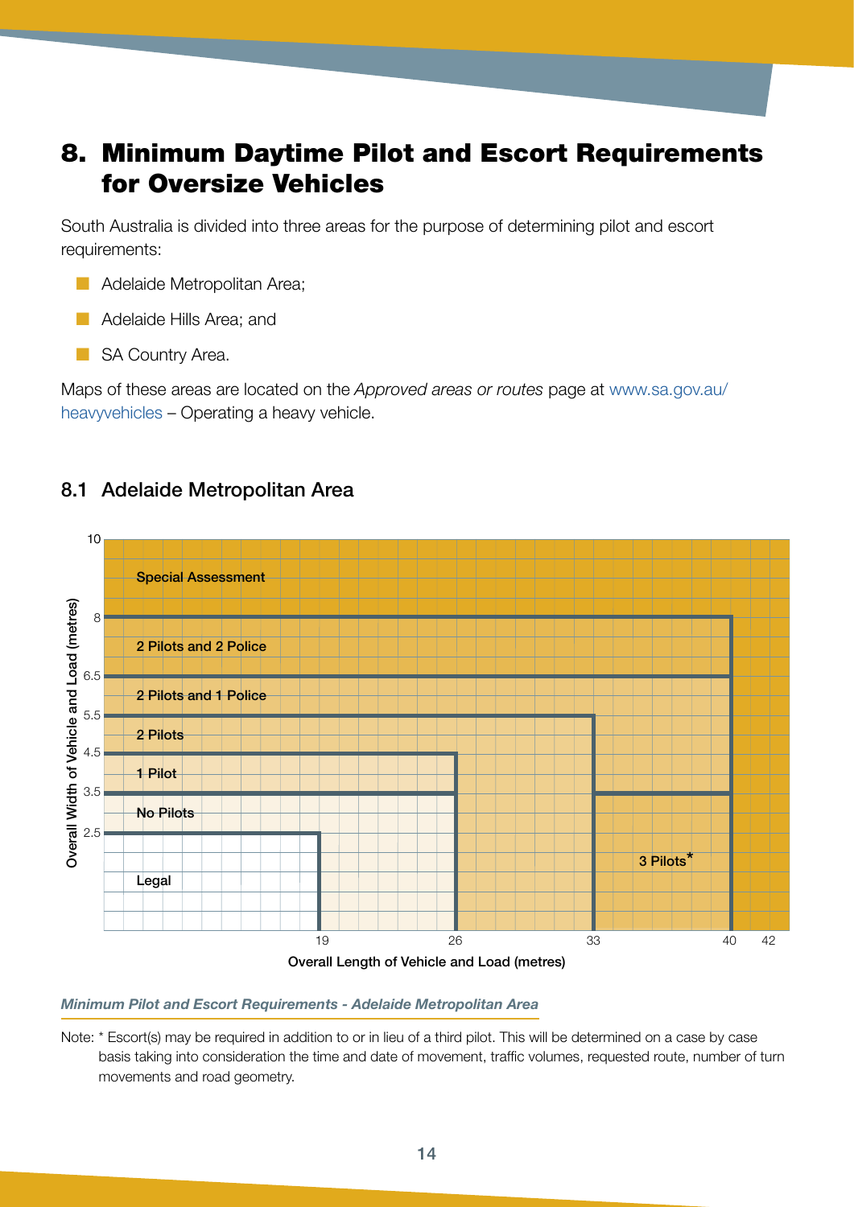# 8. Minimum Daytime Pilot and Escort Requirements for Oversize Vehicles

South Australia is divided into three areas for the purpose of determining pilot and escort requirements:

- Adelaide Metropolitan Area;
- Adelaide Hills Area; and
- SA Country Area.

Maps of these areas are located on the *Approved areas or routes* page at www.sa.gov.au/heavyvehicles – Operating a heavy vehicle.

## 8.1 Adelaide Metropolitan Area

Overall Width of Vehicle and Load (metres)

10

Special Assessment

8

2 Pilots and 2 Police

6.5

2 Pilots and 1 Police

5.5

2 Pilots

4.5

1 Pilot

3.5

No Pilots

2.5

Legal

3 Pilots*

19 26 33 40 42

Overall Length of Vehicle and Load (metres)

*Minimum Pilot and Escort Requirements - Adelaide Metropolitan Area*

Note: * Escort(s) may be required in addition to or in lieu of a third pilot. This will be determined on a case by case basis taking into consideration the time and date of movement, traffic volumes, requested route, number of turn movements and road geometry.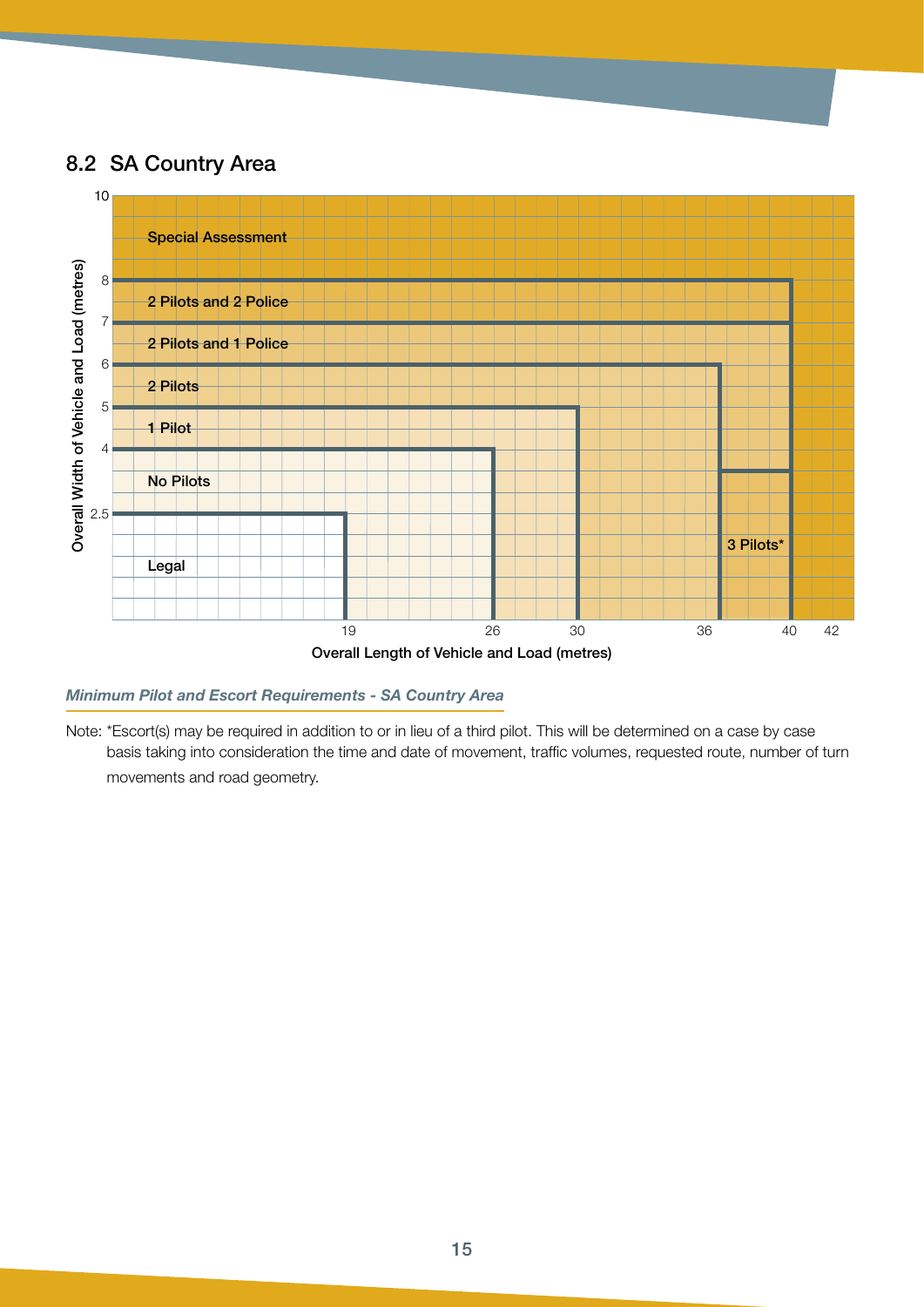## 8.2 SA Country Area

Overall Width of Vehicle and Load (metres)

10

Special Assessment

8

2 Pilots and 2 Police

7

2 Pilots and 1 Police

6

2 Pilots

5

1 Pilot

4

No Pilots

2.5

Legal

3 Pilots*

19 26 30 36 40 42

Overall Length of Vehicle and Load (metres)

*Minimum Pilot and Escort Requirements - SA Country Area*

Note: *Escort(s) may be required in addition to or in lieu of a third pilot. This will be determined on a case by case basis taking into consideration the time and date of movement, traffic volumes, requested route, number of turn movements and road geometry.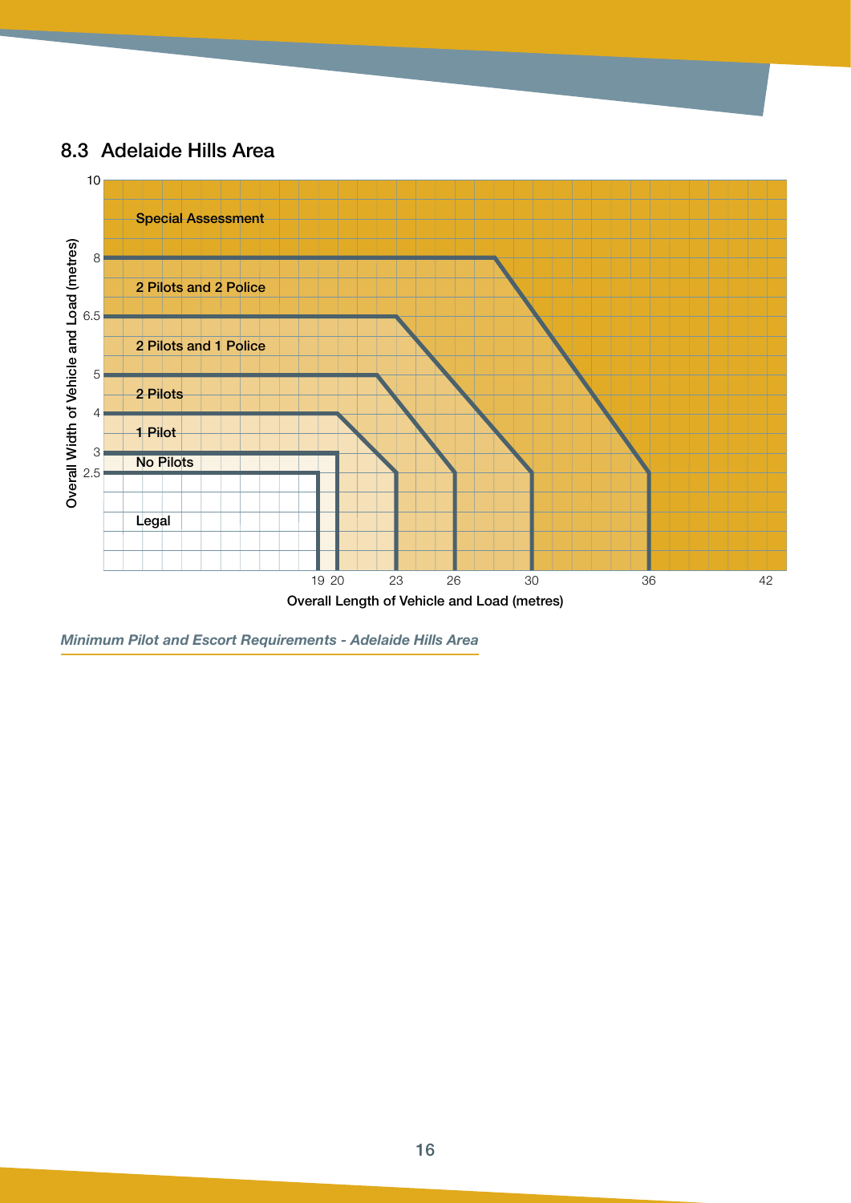## 8.3 Adelaide Hills Area

Overall Width of Vehicle and Load (metres)

Special Assessment

2 Pilots and 2 Police

2 Pilots and 1 Police

2 Pilots

1 Pilot

No Pilots

Legal

Overall Length of Vehicle and Load (metres)

*Minimum Pilot and Escort Requirements - Adelaide Hills Area*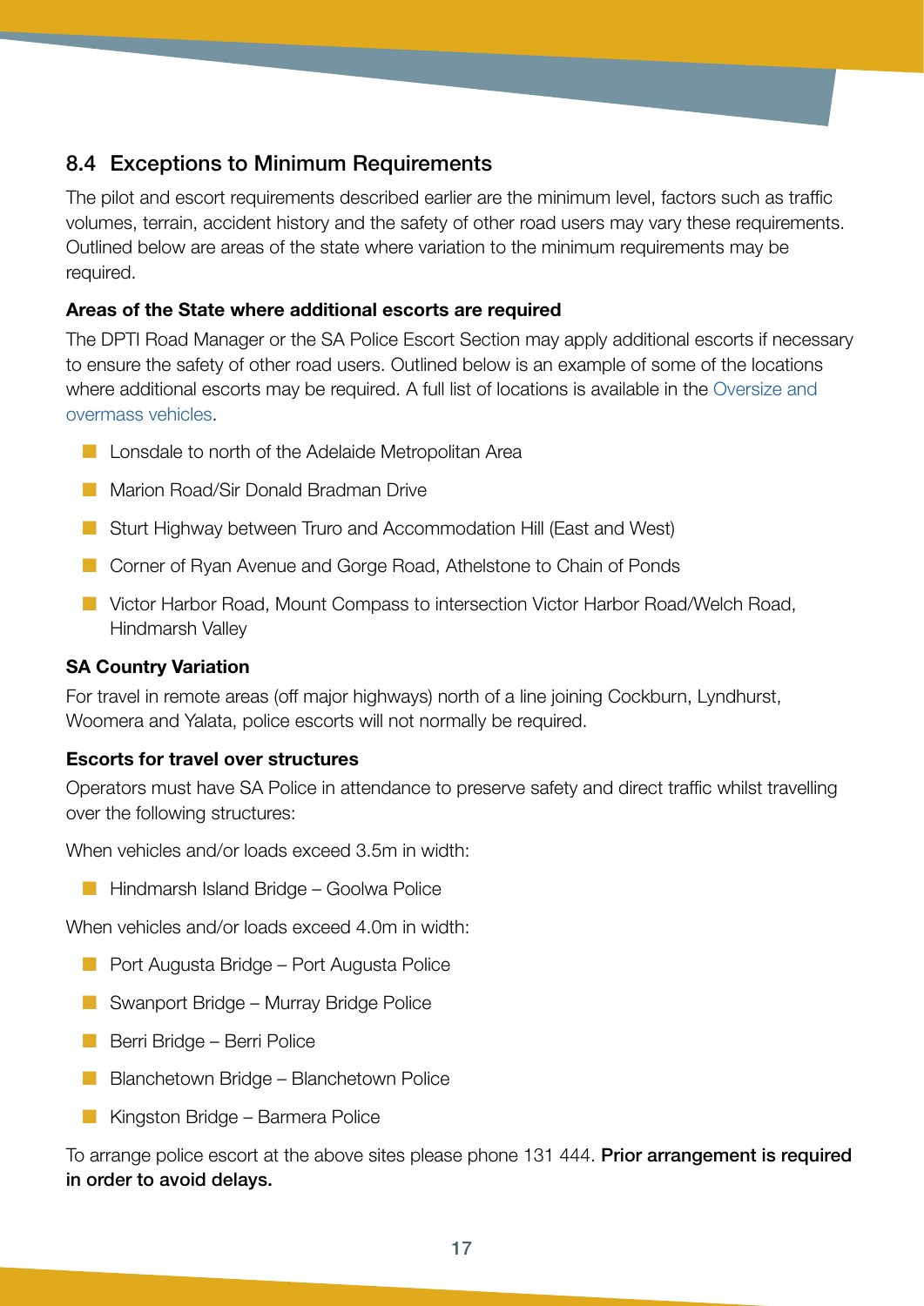## 8.4 Exceptions to Minimum Requirements

The pilot and escort requirements described earlier are the minimum level, factors such as traffic volumes, terrain, accident history and the safety of other road users may vary these requirements. Outlined below are areas of the state where variation to the minimum requirements may be required.

**Areas of the State where additional escorts are required**

The DPTI Road Manager or the SA Police Escort Section may apply additional escorts if necessary to ensure the safety of other road users. Outlined below is an example of some of the locations where additional escorts may be required. A full list of locations is available in the Oversize and overmass vehicles.

- Lonsdale to north of the Adelaide Metropolitan Area
- Marion Road/Sir Donald Bradman Drive
- Sturt Highway between Truro and Accommodation Hill (East and West)
- Corner of Ryan Avenue and Gorge Road, Athelstone to Chain of Ponds
- Victor Harbor Road, Mount Compass to intersection Victor Harbor Road/Welch Road, Hindmarsh Valley

**SA Country Variation**

For travel in remote areas (off major highways) north of a line joining Cockburn, Lyndhurst, Woomera and Yalata, police escorts will not normally be required.

**Escorts for travel over structures**

Operators must have SA Police in attendance to preserve safety and direct traffic whilst travelling over the following structures:

When vehicles and/or loads exceed 3.5m in width:

- Hindmarsh Island Bridge – Goolwa Police

When vehicles and/or loads exceed 4.0m in width:

- Port Augusta Bridge – Port Augusta Police
- Swanport Bridge – Murray Bridge Police
- Berri Bridge – Berri Police
- Blanchetown Bridge – Blanchetown Police
- Kingston Bridge – Barmera Police

To arrange police escort at the above sites please phone 131 444. **Prior arrangement is required in order to avoid delays.**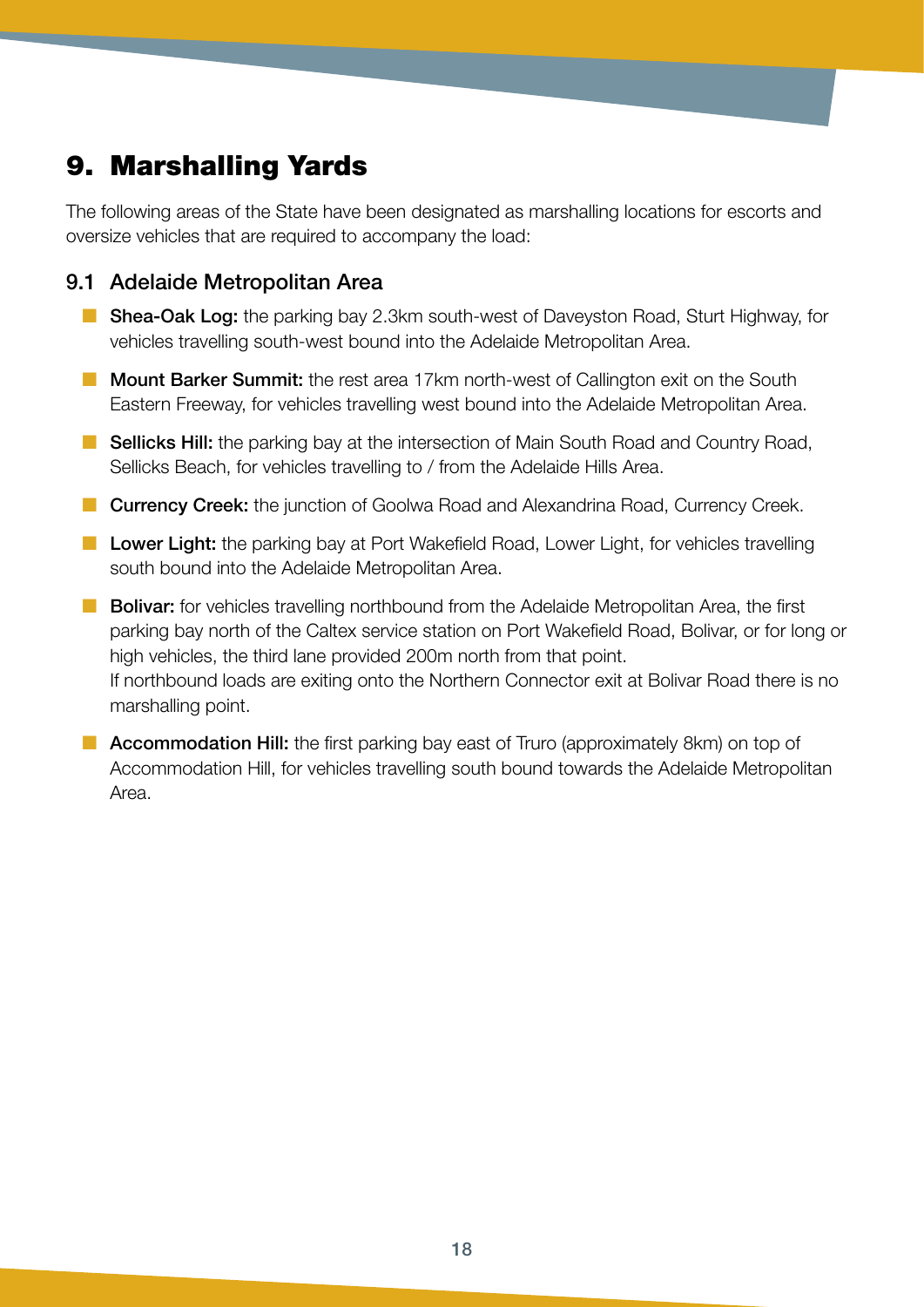# 9. Marshalling Yards

The following areas of the State have been designated as marshalling locations for escorts and oversize vehicles that are required to accompany the load:

## 9.1 Adelaide Metropolitan Area

- **Shea-Oak Log:** the parking bay 2.3km south-west of Daveyston Road, Sturt Highway, for vehicles travelling south-west bound into the Adelaide Metropolitan Area.
- **Mount Barker Summit:** the rest area 17km north-west of Callington exit on the South Eastern Freeway, for vehicles travelling west bound into the Adelaide Metropolitan Area.
- **Sellicks Hill:** the parking bay at the intersection of Main South Road and Country Road, Sellicks Beach, for vehicles travelling to / from the Adelaide Hills Area.
- **Currency Creek:** the junction of Goolwa Road and Alexandrina Road, Currency Creek.
- **Lower Light:** the parking bay at Port Wakefield Road, Lower Light, for vehicles travelling south bound into the Adelaide Metropolitan Area.
- **Bolivar:** for vehicles travelling northbound from the Adelaide Metropolitan Area, the first parking bay north of the Caltex service station on Port Wakefield Road, Bolivar, or for long or high vehicles, the third lane provided 200m north from that point.
  If northbound loads are exiting onto the Northern Connector exit at Bolivar Road there is no marshalling point.
- **Accommodation Hill:** the first parking bay east of Truro (approximately 8km) on top of Accommodation Hill, for vehicles travelling south bound towards the Adelaide Metropolitan Area.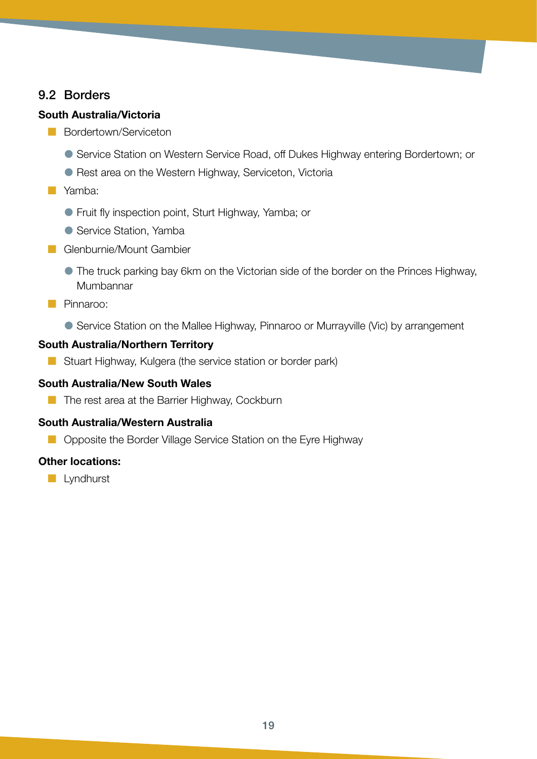## 9.2 Borders

**South Australia/Victoria**

- Bordertown/Serviceton
  - Service Station on Western Service Road, off Dukes Highway entering Bordertown; or
  - Rest area on the Western Highway, Serviceton, Victoria
- Yamba:
  - Fruit fly inspection point, Sturt Highway, Yamba; or
  - Service Station, Yamba
- Glenburnie/Mount Gambier
  - The truck parking bay 6km on the Victorian side of the border on the Princes Highway, Mumbannar
- Pinnaroo:
  - Service Station on the Mallee Highway, Pinnaroo or Murrayville (Vic) by arrangement

**South Australia/Northern Territory**

- Stuart Highway, Kulgera (the service station or border park)

**South Australia/New South Wales**

- The rest area at the Barrier Highway, Cockburn

**South Australia/Western Australia**

- Opposite the Border Village Service Station on the Eyre Highway

**Other locations:**

- Lyndhurst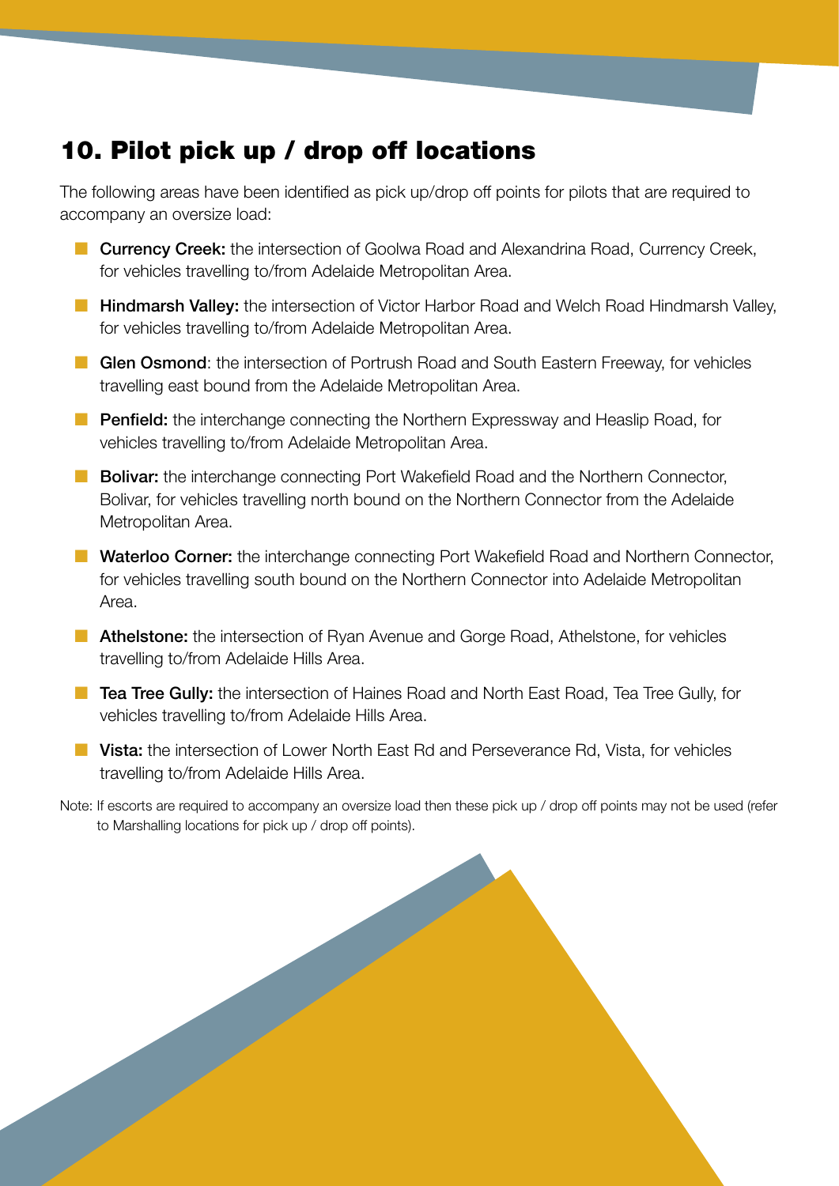## 10. Pilot pick up / drop off locations

The following areas have been identified as pick up/drop off points for pilots that are required to accompany an oversize load:

- **Currency Creek:** the intersection of Goolwa Road and Alexandrina Road, Currency Creek, for vehicles travelling to/from Adelaide Metropolitan Area.
- **Hindmarsh Valley:** the intersection of Victor Harbor Road and Welch Road Hindmarsh Valley, for vehicles travelling to/from Adelaide Metropolitan Area.
- **Glen Osmond**: the intersection of Portrush Road and South Eastern Freeway, for vehicles travelling east bound from the Adelaide Metropolitan Area.
- **Penfield:** the interchange connecting the Northern Expressway and Heaslip Road, for vehicles travelling to/from Adelaide Metropolitan Area.
- **Bolivar:** the interchange connecting Port Wakefield Road and the Northern Connector, Bolivar, for vehicles travelling north bound on the Northern Connector from the Adelaide Metropolitan Area.
- **Waterloo Corner:** the interchange connecting Port Wakefield Road and Northern Connector, for vehicles travelling south bound on the Northern Connector into Adelaide Metropolitan Area.
- **Athelstone:** the intersection of Ryan Avenue and Gorge Road, Athelstone, for vehicles travelling to/from Adelaide Hills Area.
- **Tea Tree Gully:** the intersection of Haines Road and North East Road, Tea Tree Gully, for vehicles travelling to/from Adelaide Hills Area.
- **Vista:** the intersection of Lower North East Rd and Perseverance Rd, Vista, for vehicles travelling to/from Adelaide Hills Area.

Note: If escorts are required to accompany an oversize load then these pick up / drop off points may not be used (refer to Marshalling locations for pick up / drop off points).